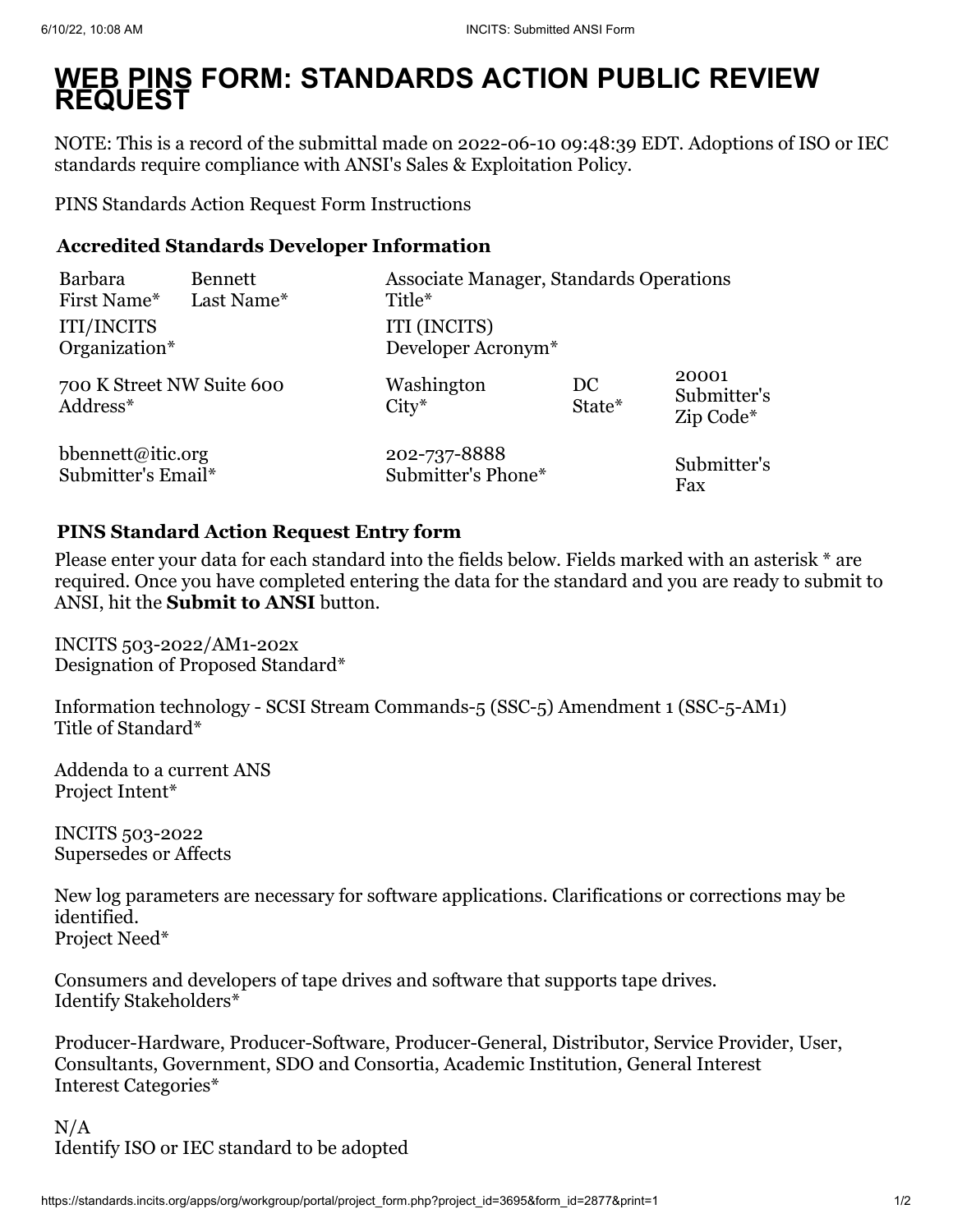# WEB PINS FORM: STANDARDS ACTION PUBLIC REVIEW REQUEST

NOTE: This is a record of the submittal made on 2022-06-10 09:48:39 EDT. Adoptions of ISO or IEC standards require compliance with ANSI's Sales & Exploitation Policy.

PINS Standards Action Request Form Instructions

### Accredited Standards Developer Information

| | | | | |
|---|---|---|---|---|
| Barbara<br>First Name* | Bennett<br>Last Name* | Associate Manager, Standards Operations<br>Title* | | |
| ITI/INCITS<br>Organization* | | ITI (INCITS)<br>Developer Acronym* | | |
| 700 K Street NW Suite 600<br>Address* | | Washington<br>City* | DC<br>State* | 20001<br>Submitter's Zip Code* |
| bbennett@itic.org<br>Submitter's Email* | | 202-737-8888<br>Submitter's Phone* | | Submitter's Fax |

### PINS Standard Action Request Entry form

Please enter your data for each standard into the fields below. Fields marked with an asterisk * are required. Once you have completed entering the data for the standard and you are ready to submit to ANSI, hit the **Submit to ANSI** button.

INCITS 503-2022/AM1-202x
Designation of Proposed Standard*

Information technology - SCSI Stream Commands-5 (SSC-5) Amendment 1 (SSC-5-AM1)
Title of Standard*

Addenda to a current ANS
Project Intent*

INCITS 503-2022
Supersedes or Affects

New log parameters are necessary for software applications. Clarifications or corrections may be identified.
Project Need*

Consumers and developers of tape drives and software that supports tape drives.
Identify Stakeholders*

Producer-Hardware, Producer-Software, Producer-General, Distributor, Service Provider, User, Consultants, Government, SDO and Consortia, Academic Institution, General Interest
Interest Categories*

N/A
Identify ISO or IEC standard to be adopted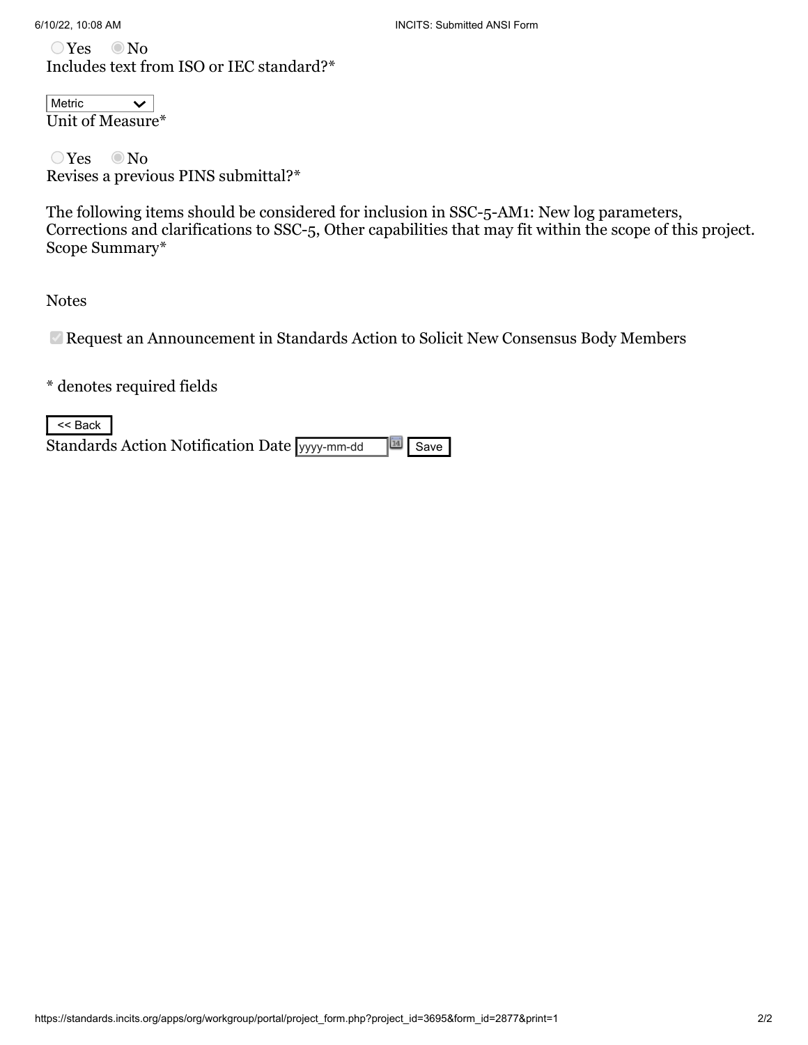○ Yes ◉ No

Includes text from ISO or IEC standard?*

Metric

Unit of Measure*

○ Yes ◉ No

Revises a previous PINS submittal?*

The following items should be considered for inclusion in SSC-5-AM1: New log parameters, Corrections and clarifications to SSC-5, Other capabilities that may fit within the scope of this project.

Scope Summary*

Notes

☑ Request an Announcement in Standards Action to Solicit New Consensus Body Members

* denotes required fields

<< Back

Standards Action Notification Date yyyy-mm-dd Save